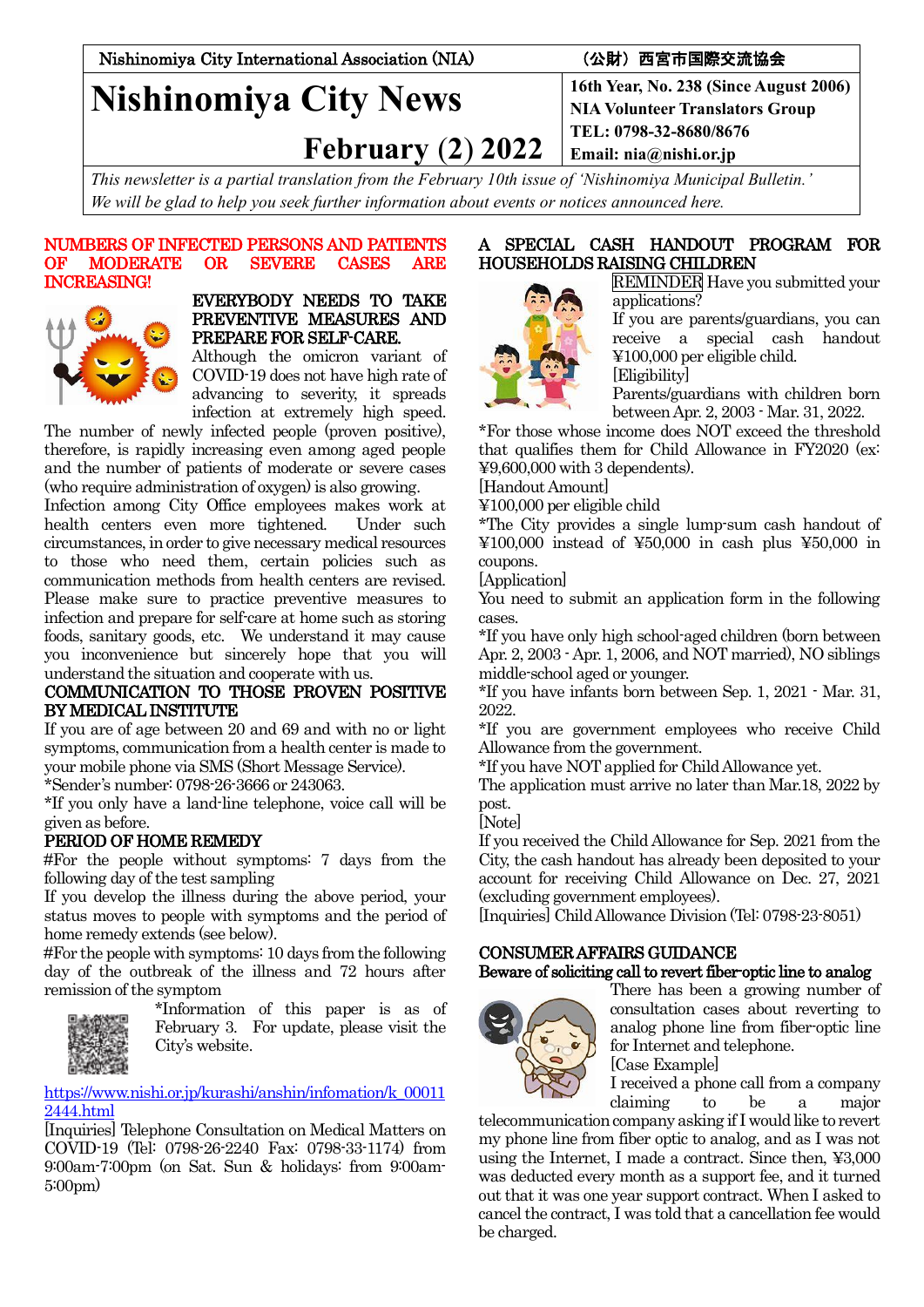Nishinomiya City International Association (NIA) （公財）西宮市国際交流協会

# Nishinomiya City News

## February (2) 2022

16th Year, No. 238 (Since August 2006)
NIA Volunteer Translators Group
TEL: 0798-32-8680/8676
Email: nia@nishi.or.jp

*This newsletter is a partial translation from the February 10th issue of 'Nishinomiya Municipal Bulletin.' We will be glad to help you seek further information about events or notices announced here.*

## NUMBERS OF INFECTED PERSONS AND PATIENTS OF MODERATE OR SEVERE CASES ARE INCREASING!

### EVERYBODY NEEDS TO TAKE PREVENTIVE MEASURES AND PREPARE FOR SELF-CARE.

Although the omicron variant of COVID-19 does not have high rate of advancing to severity, it spreads infection at extremely high speed. The number of newly infected people (proven positive), therefore, is rapidly increasing even among aged people and the number of patients of moderate or severe cases (who require administration of oxygen) is also growing.

Infection among City Office employees makes work at health centers even more tightened. Under such circumstances, in order to give necessary medical resources to those who need them, certain policies such as communication methods from health centers are revised. Please make sure to practice preventive measures to infection and prepare for self-care at home such as storing foods, sanitary goods, etc. We understand it may cause you inconvenience but sincerely hope that you will understand the situation and cooperate with us.

### COMMUNICATION TO THOSE PROVEN POSITIVE BY MEDICAL INSTITUTE

If you are of age between 20 and 69 and with no or light symptoms, communication from a health center is made to your mobile phone via SMS (Short Message Service).

*Sender's number: 0798-26-3666 or 243063.

*If you only have a land-line telephone, voice call will be given as before.

### PERIOD OF HOME REMEDY

#For the people without symptoms: 7 days from the following day of the test sampling

If you develop the illness during the above period, your status moves to people with symptoms and the period of home remedy extends (see below).

#For the people with symptoms: 10 days from the following day of the outbreak of the illness and 72 hours after remission of the symptom

*Information of this paper is as of February 3. For update, please visit the City's website.

https://www.nishi.or.jp/kurashi/anshin/infomation/k_000112444.html

[Inquiries] Telephone Consultation on Medical Matters on COVID-19 (Tel: 0798-26-2240 Fax: 0798-33-1174) from 9:00am-7:00pm (on Sat. Sun & holidays: from 9:00am-5:00pm)

## A SPECIAL CASH HANDOUT PROGRAM FOR HOUSEHOLDS RAISING CHILDREN

REMINDER Have you submitted your applications?

If you are parents/guardians, you can receive a special cash handout ¥100,000 per eligible child.

[Eligibility]

Parents/guardians with children born between Apr. 2, 2003 - Mar. 31, 2022.

*For those whose income does NOT exceed the threshold that qualifies them for Child Allowance in FY2020 (ex: ¥9,600,000 with 3 dependents).

[Handout Amount]

¥100,000 per eligible child

*The City provides a single lump-sum cash handout of ¥100,000 instead of ¥50,000 in cash plus ¥50,000 in coupons.

[Application]

You need to submit an application form in the following cases.

*If you have only high school-aged children (born between Apr. 2, 2003 - Apr. 1, 2006, and NOT married), NO siblings middle-school aged or younger.

*If you have infants born between Sep. 1, 2021 - Mar. 31, 2022.

*If you are government employees who receive Child Allowance from the government.

*If you have NOT applied for Child Allowance yet.

The application must arrive no later than Mar.18, 2022 by post.

[Note]

If you received the Child Allowance for Sep. 2021 from the City, the cash handout has already been deposited to your account for receiving Child Allowance on Dec. 27, 2021 (excluding government employees).

[Inquiries] Child Allowance Division (Tel: 0798-23-8051)

## CONSUMER AFFAIRS GUIDANCE

### Beware of soliciting call to revert fiber-optic line to analog

There has been a growing number of consultation cases about reverting to analog phone line from fiber-optic line for Internet and telephone.

[Case Example]

I received a phone call from a company claiming to be a major telecommunication company asking if I would like to revert my phone line from fiber optic to analog, and as I was not using the Internet, I made a contract. Since then, ¥3,000 was deducted every month as a support fee, and it turned out that it was one year support contract. When I asked to cancel the contract, I was told that a cancellation fee would be charged.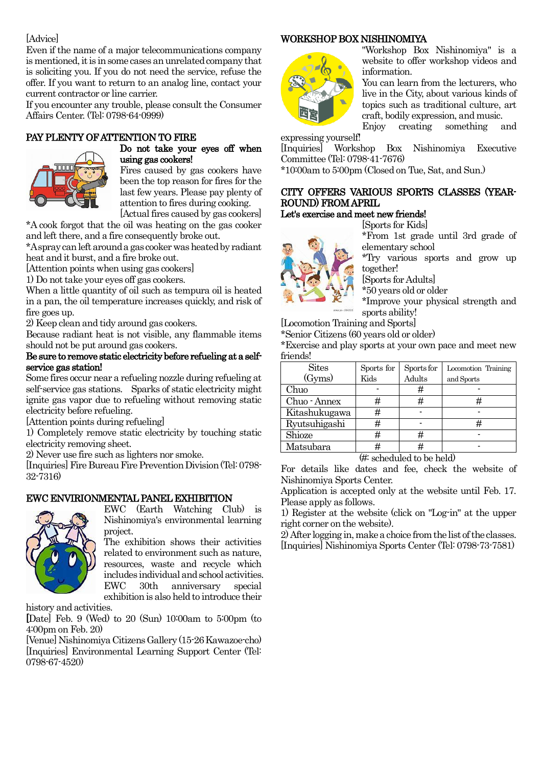[Advice]
Even if the name of a major telecommunications company is mentioned, it is in some cases an unrelated company that is soliciting you. If you do not need the service, refuse the offer. If you want to return to an analog line, contact your current contractor or line carrier.
If you encounter any trouble, please consult the Consumer Affairs Center. (Tel: 0798-64-0999)

## PAY PLENTY OF ATTENTION TO FIRE

**Do not take your eyes off when using gas cookers!**

Fires caused by gas cookers have been the top reason for fires for the last few years. Please pay plenty of attention to fires during cooking.

[Actual fires caused by gas cookers]
*A cook forgot that the oil was heating on the gas cooker and left there, and a fire consequently broke out.
*A spray can left around a gas cooker was heated by radiant heat and it burst, and a fire broke out.

[Attention points when using gas cookers]
1) Do not take your eyes off gas cookers.
When a little quantity of oil such as tempura oil is heated in a pan, the oil temperature increases quickly, and risk of fire goes up.
2) Keep clean and tidy around gas cookers.
Because radiant heat is not visible, any flammable items should not be put around gas cookers.

**Be sure to remove static electricity before refueling at a self-service gas station!**

Some fires occur near a refueling nozzle during refueling at self-service gas stations. Sparks of static electricity might ignite gas vapor due to refueling without removing static electricity before refueling.

[Attention points during refueling]
1) Completely remove static electricity by touching static electricity removing sheet.
2) Never use fire such as lighters nor smoke.

[Inquiries] Fire Bureau Fire Prevention Division (Tel: 0798-32-7316)

## EWC ENVIRIONMENTAL PANEL EXHIBITION

EWC (Earth Watching Club) is Nishinomiya's environmental learning project.
The exhibition shows their activities related to environment such as nature, resources, waste and recycle which includes individual and school activities.
EWC 30th anniversary special exhibition is also held to introduce their history and activities.

[Date] Feb. 9 (Wed) to 20 (Sun) 10:00am to 5:00pm (to 4:00pm on Feb. 20)
[Venue] Nishinomiya Citizens Gallery (15-26 Kawazoe-cho)
[Inquiries] Environmental Learning Support Center (Tel: 0798-67-4520)

## WORKSHOP BOX NISHINOMIYA

"Workshop Box Nishinomiya" is a website to offer workshop videos and information.
You can learn from the lecturers, who live in the City, about various kinds of topics such as traditional culture, art craft, bodily expression, and music.
Enjoy creating something and expressing yourself!

[Inquiries] Workshop Box Nishinomiya Executive Committee (Tel: 0798-41-7676)
*10:00am to 5:00pm (Closed on Tue, Sat, and Sun.)

## CITY OFFERS VARIOUS SPORTS CLASSES (YEAR-ROUND) FROM APRIL

**Let's exercise and meet new friends!**

[Sports for Kids]
*From 1st grade until 3rd grade of elementary school
*Try various sports and grow up together!

[Sports for Adults]
*50 years old or older
*Improve your physical strength and sports ability!

[Locomotion Training and Sports]
*Senior Citizens (60 years old or older)
*Exercise and play sports at your own pace and meet new friends!

| Sites (Gyms) | Sports for Kids | Sports for Adults | Locomotion Training and Sports |
|---|---|---|---|
| Chuo | - | # | - |
| Chuo - Annex | # | # | # |
| Kitashukugawa | # | - | - |
| Ryutsuhigashi | # | - | # |
| Shioze | # | # | - |
| Matsubara | # | # | - |

(#: scheduled to be held)

For details like dates and fee, check the website of Nishinomiya Sports Center.
Application is accepted only at the website until Feb. 17. Please apply as follows.
1) Register at the website (click on "Log-in" at the upper right corner on the website).
2) After logging in, make a choice from the list of the classes.

[Inquiries] Nishinomiya Sports Center (Tel: 0798-73-7581)